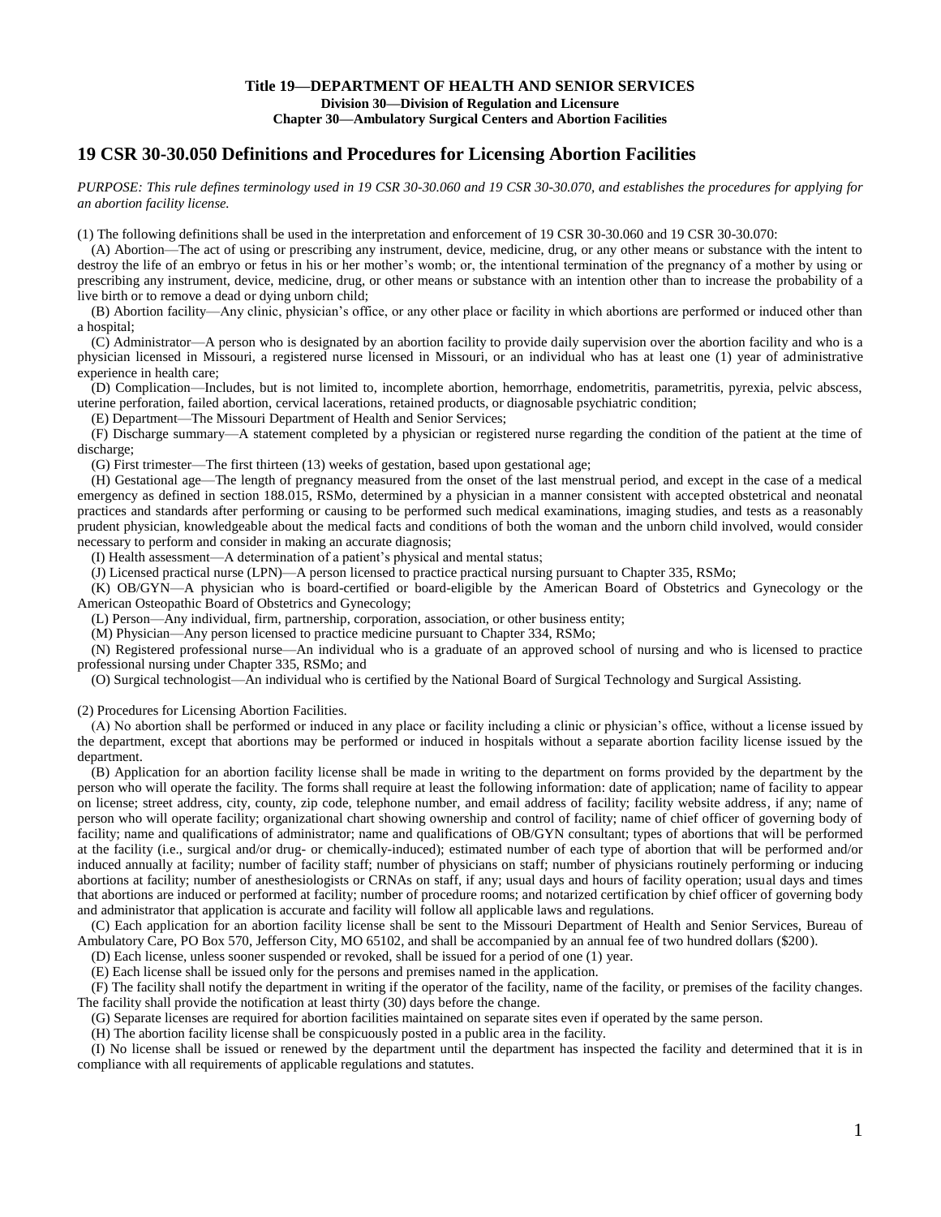**Title 19—DEPARTMENT OF HEALTH AND SENIOR SERVICES**
**Division 30—Division of Regulation and Licensure**
**Chapter 30—Ambulatory Surgical Centers and Abortion Facilities**

## 19 CSR 30-30.050 Definitions and Procedures for Licensing Abortion Facilities

*PURPOSE: This rule defines terminology used in 19 CSR 30-30.060 and 19 CSR 30-30.070, and establishes the procedures for applying for an abortion facility license.*

(1) The following definitions shall be used in the interpretation and enforcement of 19 CSR 30-30.060 and 19 CSR 30-30.070:

(A) Abortion—The act of using or prescribing any instrument, device, medicine, drug, or any other means or substance with the intent to destroy the life of an embryo or fetus in his or her mother's womb; or, the intentional termination of the pregnancy of a mother by using or prescribing any instrument, device, medicine, drug, or other means or substance with an intention other than to increase the probability of a live birth or to remove a dead or dying unborn child;

(B) Abortion facility—Any clinic, physician's office, or any other place or facility in which abortions are performed or induced other than a hospital;

(C) Administrator—A person who is designated by an abortion facility to provide daily supervision over the abortion facility and who is a physician licensed in Missouri, a registered nurse licensed in Missouri, or an individual who has at least one (1) year of administrative experience in health care;

(D) Complication—Includes, but is not limited to, incomplete abortion, hemorrhage, endometritis, parametritis, pyrexia, pelvic abscess, uterine perforation, failed abortion, cervical lacerations, retained products, or diagnosable psychiatric condition;

(E) Department—The Missouri Department of Health and Senior Services;

(F) Discharge summary—A statement completed by a physician or registered nurse regarding the condition of the patient at the time of discharge;

(G) First trimester—The first thirteen (13) weeks of gestation, based upon gestational age;

(H) Gestational age—The length of pregnancy measured from the onset of the last menstrual period, and except in the case of a medical emergency as defined in section 188.015, RSMo, determined by a physician in a manner consistent with accepted obstetrical and neonatal practices and standards after performing or causing to be performed such medical examinations, imaging studies, and tests as a reasonably prudent physician, knowledgeable about the medical facts and conditions of both the woman and the unborn child involved, would consider necessary to perform and consider in making an accurate diagnosis;

(I) Health assessment—A determination of a patient's physical and mental status;

(J) Licensed practical nurse (LPN)—A person licensed to practice practical nursing pursuant to Chapter 335, RSMo;

(K) OB/GYN—A physician who is board-certified or board-eligible by the American Board of Obstetrics and Gynecology or the American Osteopathic Board of Obstetrics and Gynecology;

(L) Person—Any individual, firm, partnership, corporation, association, or other business entity;

(M) Physician—Any person licensed to practice medicine pursuant to Chapter 334, RSMo;

(N) Registered professional nurse—An individual who is a graduate of an approved school of nursing and who is licensed to practice professional nursing under Chapter 335, RSMo; and

(O) Surgical technologist—An individual who is certified by the National Board of Surgical Technology and Surgical Assisting.

(2) Procedures for Licensing Abortion Facilities.

(A) No abortion shall be performed or induced in any place or facility including a clinic or physician's office, without a license issued by the department, except that abortions may be performed or induced in hospitals without a separate abortion facility license issued by the department.

(B) Application for an abortion facility license shall be made in writing to the department on forms provided by the department by the person who will operate the facility. The forms shall require at least the following information: date of application; name of facility to appear on license; street address, city, county, zip code, telephone number, and email address of facility; facility website address, if any; name of person who will operate facility; organizational chart showing ownership and control of facility; name of chief officer of governing body of facility; name and qualifications of administrator; name and qualifications of OB/GYN consultant; types of abortions that will be performed at the facility (i.e., surgical and/or drug- or chemically-induced); estimated number of each type of abortion that will be performed and/or induced annually at facility; number of facility staff; number of physicians on staff; number of physicians routinely performing or inducing abortions at facility; number of anesthesiologists or CRNAs on staff, if any; usual days and hours of facility operation; usual days and times that abortions are induced or performed at facility; number of procedure rooms; and notarized certification by chief officer of governing body and administrator that application is accurate and facility will follow all applicable laws and regulations.

(C) Each application for an abortion facility license shall be sent to the Missouri Department of Health and Senior Services, Bureau of Ambulatory Care, PO Box 570, Jefferson City, MO 65102, and shall be accompanied by an annual fee of two hundred dollars ($200).

(D) Each license, unless sooner suspended or revoked, shall be issued for a period of one (1) year.

(E) Each license shall be issued only for the persons and premises named in the application.

(F) The facility shall notify the department in writing if the operator of the facility, name of the facility, or premises of the facility changes. The facility shall provide the notification at least thirty (30) days before the change.

(G) Separate licenses are required for abortion facilities maintained on separate sites even if operated by the same person.

(H) The abortion facility license shall be conspicuously posted in a public area in the facility.

(I) No license shall be issued or renewed by the department until the department has inspected the facility and determined that it is in compliance with all requirements of applicable regulations and statutes.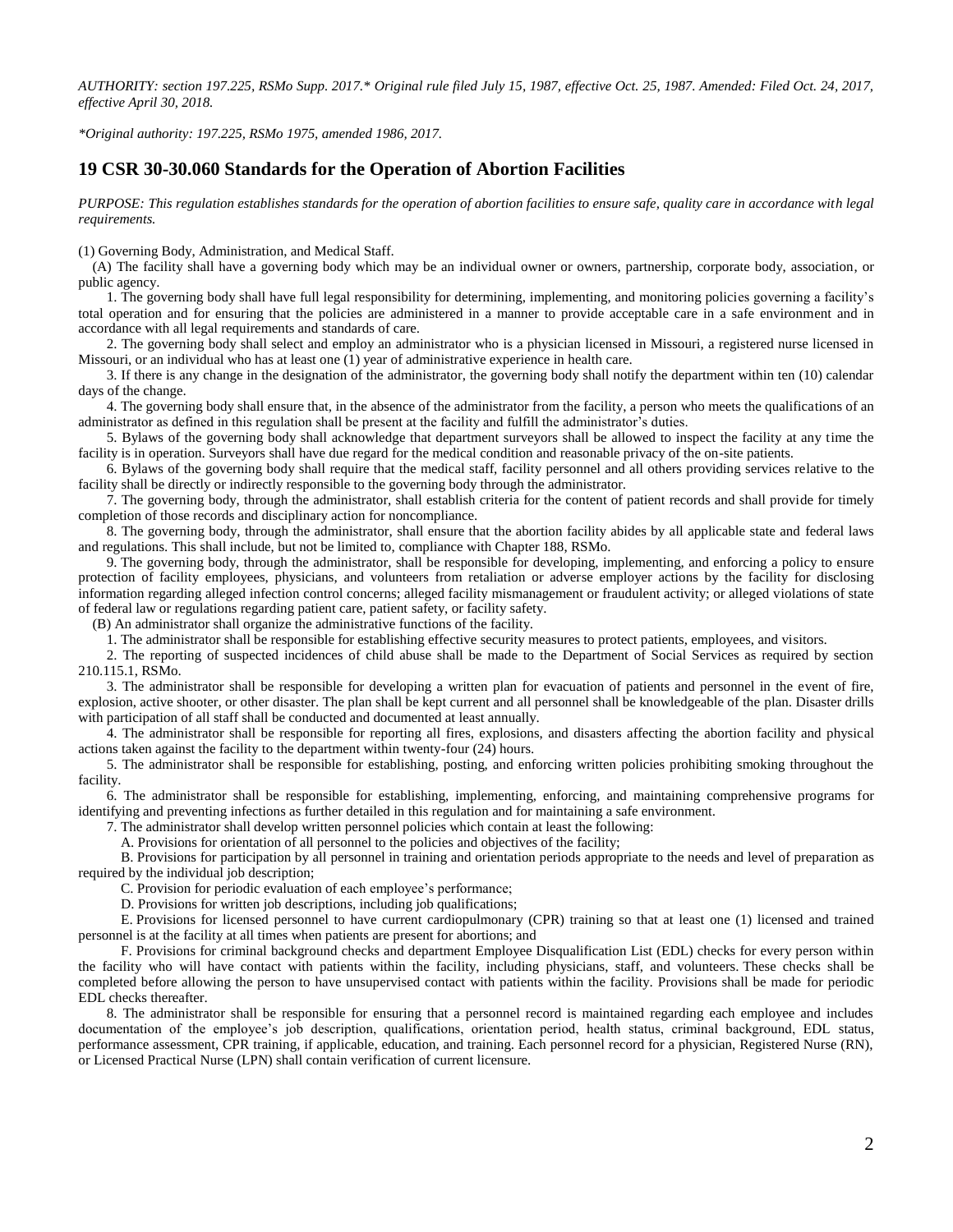*AUTHORITY: section 197.225, RSMo Supp. 2017.\* Original rule filed July 15, 1987, effective Oct. 25, 1987. Amended: Filed Oct. 24, 2017, effective April 30, 2018.*

*\*Original authority: 197.225, RSMo 1975, amended 1986, 2017.*

## 19 CSR 30-30.060 Standards for the Operation of Abortion Facilities

*PURPOSE: This regulation establishes standards for the operation of abortion facilities to ensure safe, quality care in accordance with legal requirements.*

(1) Governing Body, Administration, and Medical Staff.

(A) The facility shall have a governing body which may be an individual owner or owners, partnership, corporate body, association, or public agency.

1. The governing body shall have full legal responsibility for determining, implementing, and monitoring policies governing a facility's total operation and for ensuring that the policies are administered in a manner to provide acceptable care in a safe environment and in accordance with all legal requirements and standards of care.

2. The governing body shall select and employ an administrator who is a physician licensed in Missouri, a registered nurse licensed in Missouri, or an individual who has at least one (1) year of administrative experience in health care.

3. If there is any change in the designation of the administrator, the governing body shall notify the department within ten (10) calendar days of the change.

4. The governing body shall ensure that, in the absence of the administrator from the facility, a person who meets the qualifications of an administrator as defined in this regulation shall be present at the facility and fulfill the administrator's duties.

5. Bylaws of the governing body shall acknowledge that department surveyors shall be allowed to inspect the facility at any time the facility is in operation. Surveyors shall have due regard for the medical condition and reasonable privacy of the on-site patients.

6. Bylaws of the governing body shall require that the medical staff, facility personnel and all others providing services relative to the facility shall be directly or indirectly responsible to the governing body through the administrator.

7. The governing body, through the administrator, shall establish criteria for the content of patient records and shall provide for timely completion of those records and disciplinary action for noncompliance.

8. The governing body, through the administrator, shall ensure that the abortion facility abides by all applicable state and federal laws and regulations. This shall include, but not be limited to, compliance with Chapter 188, RSMo.

9. The governing body, through the administrator, shall be responsible for developing, implementing, and enforcing a policy to ensure protection of facility employees, physicians, and volunteers from retaliation or adverse employer actions by the facility for disclosing information regarding alleged infection control concerns; alleged facility mismanagement or fraudulent activity; or alleged violations of state of federal law or regulations regarding patient care, patient safety, or facility safety.

(B) An administrator shall organize the administrative functions of the facility.

1. The administrator shall be responsible for establishing effective security measures to protect patients, employees, and visitors.

2. The reporting of suspected incidences of child abuse shall be made to the Department of Social Services as required by section 210.115.1, RSMo.

3. The administrator shall be responsible for developing a written plan for evacuation of patients and personnel in the event of fire, explosion, active shooter, or other disaster. The plan shall be kept current and all personnel shall be knowledgeable of the plan. Disaster drills with participation of all staff shall be conducted and documented at least annually.

4. The administrator shall be responsible for reporting all fires, explosions, and disasters affecting the abortion facility and physical actions taken against the facility to the department within twenty-four (24) hours.

5. The administrator shall be responsible for establishing, posting, and enforcing written policies prohibiting smoking throughout the facility.

6. The administrator shall be responsible for establishing, implementing, enforcing, and maintaining comprehensive programs for identifying and preventing infections as further detailed in this regulation and for maintaining a safe environment.

7. The administrator shall develop written personnel policies which contain at least the following:

A. Provisions for orientation of all personnel to the policies and objectives of the facility;

B. Provisions for participation by all personnel in training and orientation periods appropriate to the needs and level of preparation as required by the individual job description;

C. Provision for periodic evaluation of each employee's performance;

D. Provisions for written job descriptions, including job qualifications;

E. Provisions for licensed personnel to have current cardiopulmonary (CPR) training so that at least one (1) licensed and trained personnel is at the facility at all times when patients are present for abortions; and

F. Provisions for criminal background checks and department Employee Disqualification List (EDL) checks for every person within the facility who will have contact with patients within the facility, including physicians, staff, and volunteers. These checks shall be completed before allowing the person to have unsupervised contact with patients within the facility. Provisions shall be made for periodic EDL checks thereafter.

8. The administrator shall be responsible for ensuring that a personnel record is maintained regarding each employee and includes documentation of the employee's job description, qualifications, orientation period, health status, criminal background, EDL status, performance assessment, CPR training, if applicable, education, and training. Each personnel record for a physician, Registered Nurse (RN), or Licensed Practical Nurse (LPN) shall contain verification of current licensure.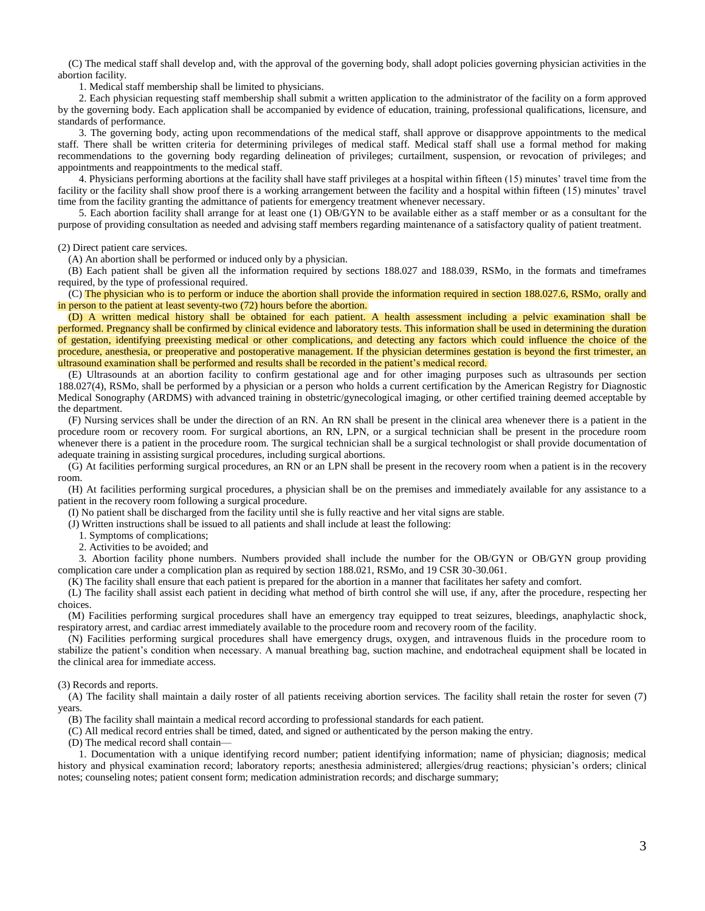(C) The medical staff shall develop and, with the approval of the governing body, shall adopt policies governing physician activities in the abortion facility.

1. Medical staff membership shall be limited to physicians.

2. Each physician requesting staff membership shall submit a written application to the administrator of the facility on a form approved by the governing body. Each application shall be accompanied by evidence of education, training, professional qualifications, licensure, and standards of performance.

3. The governing body, acting upon recommendations of the medical staff, shall approve or disapprove appointments to the medical staff. There shall be written criteria for determining privileges of medical staff. Medical staff shall use a formal method for making recommendations to the governing body regarding delineation of privileges; curtailment, suspension, or revocation of privileges; and appointments and reappointments to the medical staff.

4. Physicians performing abortions at the facility shall have staff privileges at a hospital within fifteen (15) minutes' travel time from the facility or the facility shall show proof there is a working arrangement between the facility and a hospital within fifteen (15) minutes' travel time from the facility granting the admittance of patients for emergency treatment whenever necessary.

5. Each abortion facility shall arrange for at least one (1) OB/GYN to be available either as a staff member or as a consultant for the purpose of providing consultation as needed and advising staff members regarding maintenance of a satisfactory quality of patient treatment.

(2) Direct patient care services.

(A) An abortion shall be performed or induced only by a physician.

(B) Each patient shall be given all the information required by sections 188.027 and 188.039, RSMo, in the formats and timeframes required, by the type of professional required.

(C) The physician who is to perform or induce the abortion shall provide the information required in section 188.027.6, RSMo, orally and in person to the patient at least seventy-two (72) hours before the abortion.

(D) A written medical history shall be obtained for each patient. A health assessment including a pelvic examination shall be performed. Pregnancy shall be confirmed by clinical evidence and laboratory tests. This information shall be used in determining the duration of gestation, identifying preexisting medical or other complications, and detecting any factors which could influence the choice of the procedure, anesthesia, or preoperative and postoperative management. If the physician determines gestation is beyond the first trimester, an ultrasound examination shall be performed and results shall be recorded in the patient's medical record.

(E) Ultrasounds at an abortion facility to confirm gestational age and for other imaging purposes such as ultrasounds per section 188.027(4), RSMo, shall be performed by a physician or a person who holds a current certification by the American Registry for Diagnostic Medical Sonography (ARDMS) with advanced training in obstetric/gynecological imaging, or other certified training deemed acceptable by the department.

(F) Nursing services shall be under the direction of an RN. An RN shall be present in the clinical area whenever there is a patient in the procedure room or recovery room. For surgical abortions, an RN, LPN, or a surgical technician shall be present in the procedure room whenever there is a patient in the procedure room. The surgical technician shall be a surgical technologist or shall provide documentation of adequate training in assisting surgical procedures, including surgical abortions.

(G) At facilities performing surgical procedures, an RN or an LPN shall be present in the recovery room when a patient is in the recovery room.

(H) At facilities performing surgical procedures, a physician shall be on the premises and immediately available for any assistance to a patient in the recovery room following a surgical procedure.

(I) No patient shall be discharged from the facility until she is fully reactive and her vital signs are stable.

(J) Written instructions shall be issued to all patients and shall include at least the following:

1. Symptoms of complications;

2. Activities to be avoided; and

3. Abortion facility phone numbers. Numbers provided shall include the number for the OB/GYN or OB/GYN group providing complication care under a complication plan as required by section 188.021, RSMo, and 19 CSR 30-30.061.

(K) The facility shall ensure that each patient is prepared for the abortion in a manner that facilitates her safety and comfort.

(L) The facility shall assist each patient in deciding what method of birth control she will use, if any, after the procedure, respecting her choices.

(M) Facilities performing surgical procedures shall have an emergency tray equipped to treat seizures, bleedings, anaphylactic shock, respiratory arrest, and cardiac arrest immediately available to the procedure room and recovery room of the facility.

(N) Facilities performing surgical procedures shall have emergency drugs, oxygen, and intravenous fluids in the procedure room to stabilize the patient's condition when necessary. A manual breathing bag, suction machine, and endotracheal equipment shall be located in the clinical area for immediate access.

(3) Records and reports.

(A) The facility shall maintain a daily roster of all patients receiving abortion services. The facility shall retain the roster for seven (7) years.

(B) The facility shall maintain a medical record according to professional standards for each patient.

(C) All medical record entries shall be timed, dated, and signed or authenticated by the person making the entry.

(D) The medical record shall contain—

1. Documentation with a unique identifying record number; patient identifying information; name of physician; diagnosis; medical history and physical examination record; laboratory reports; anesthesia administered; allergies/drug reactions; physician's orders; clinical notes; counseling notes; patient consent form; medication administration records; and discharge summary;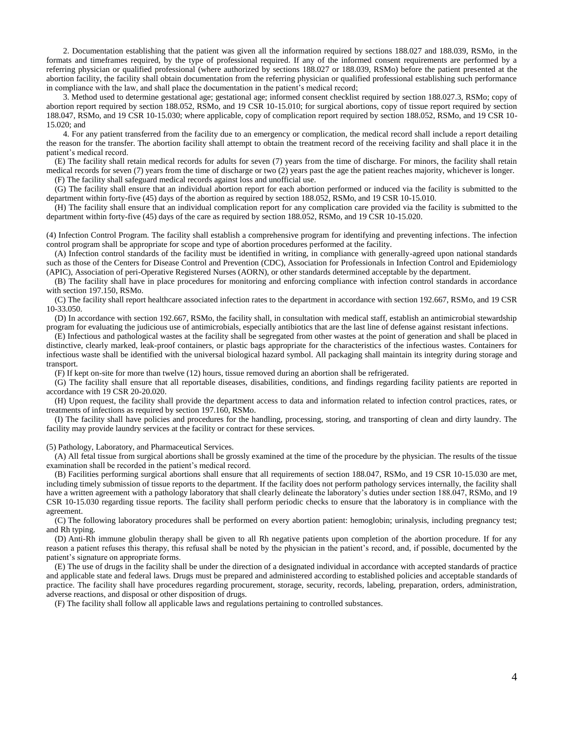2. Documentation establishing that the patient was given all the information required by sections 188.027 and 188.039, RSMo, in the formats and timeframes required, by the type of professional required. If any of the informed consent requirements are performed by a referring physician or qualified professional (where authorized by sections 188.027 or 188.039, RSMo) before the patient presented at the abortion facility, the facility shall obtain documentation from the referring physician or qualified professional establishing such performance in compliance with the law, and shall place the documentation in the patient's medical record;

3. Method used to determine gestational age; gestational age; informed consent checklist required by section 188.027.3, RSMo; copy of abortion report required by section 188.052, RSMo, and 19 CSR 10-15.010; for surgical abortions, copy of tissue report required by section 188.047, RSMo, and 19 CSR 10-15.030; where applicable, copy of complication report required by section 188.052, RSMo, and 19 CSR 10-15.020; and

4. For any patient transferred from the facility due to an emergency or complication, the medical record shall include a report detailing the reason for the transfer. The abortion facility shall attempt to obtain the treatment record of the receiving facility and shall place it in the patient's medical record.

(E) The facility shall retain medical records for adults for seven (7) years from the time of discharge. For minors, the facility shall retain medical records for seven (7) years from the time of discharge or two (2) years past the age the patient reaches majority, whichever is longer.

(F) The facility shall safeguard medical records against loss and unofficial use.

(G) The facility shall ensure that an individual abortion report for each abortion performed or induced via the facility is submitted to the department within forty-five (45) days of the abortion as required by section 188.052, RSMo, and 19 CSR 10-15.010.

(H) The facility shall ensure that an individual complication report for any complication care provided via the facility is submitted to the department within forty-five (45) days of the care as required by section 188.052, RSMo, and 19 CSR 10-15.020.

(4) Infection Control Program. The facility shall establish a comprehensive program for identifying and preventing infections. The infection control program shall be appropriate for scope and type of abortion procedures performed at the facility.

(A) Infection control standards of the facility must be identified in writing, in compliance with generally-agreed upon national standards such as those of the Centers for Disease Control and Prevention (CDC), Association for Professionals in Infection Control and Epidemiology (APIC), Association of peri-Operative Registered Nurses (AORN), or other standards determined acceptable by the department.

(B) The facility shall have in place procedures for monitoring and enforcing compliance with infection control standards in accordance with section 197.150, RSMo.

(C) The facility shall report healthcare associated infection rates to the department in accordance with section 192.667, RSMo, and 19 CSR 10-33.050.

(D) In accordance with section 192.667, RSMo, the facility shall, in consultation with medical staff, establish an antimicrobial stewardship program for evaluating the judicious use of antimicrobials, especially antibiotics that are the last line of defense against resistant infections.

(E) Infectious and pathological wastes at the facility shall be segregated from other wastes at the point of generation and shall be placed in distinctive, clearly marked, leak-proof containers, or plastic bags appropriate for the characteristics of the infectious wastes. Containers for infectious waste shall be identified with the universal biological hazard symbol. All packaging shall maintain its integrity during storage and transport.

(F) If kept on-site for more than twelve (12) hours, tissue removed during an abortion shall be refrigerated.

(G) The facility shall ensure that all reportable diseases, disabilities, conditions, and findings regarding facility patients are reported in accordance with 19 CSR 20-20.020.

(H) Upon request, the facility shall provide the department access to data and information related to infection control practices, rates, or treatments of infections as required by section 197.160, RSMo.

(I) The facility shall have policies and procedures for the handling, processing, storing, and transporting of clean and dirty laundry. The facility may provide laundry services at the facility or contract for these services.

(5) Pathology, Laboratory, and Pharmaceutical Services.

(A) All fetal tissue from surgical abortions shall be grossly examined at the time of the procedure by the physician. The results of the tissue examination shall be recorded in the patient's medical record.

(B) Facilities performing surgical abortions shall ensure that all requirements of section 188.047, RSMo, and 19 CSR 10-15.030 are met, including timely submission of tissue reports to the department. If the facility does not perform pathology services internally, the facility shall have a written agreement with a pathology laboratory that shall clearly delineate the laboratory's duties under section 188.047, RSMo, and 19 CSR 10-15.030 regarding tissue reports. The facility shall perform periodic checks to ensure that the laboratory is in compliance with the agreement.

(C) The following laboratory procedures shall be performed on every abortion patient: hemoglobin; urinalysis, including pregnancy test; and Rh typing.

(D) Anti-Rh immune globulin therapy shall be given to all Rh negative patients upon completion of the abortion procedure. If for any reason a patient refuses this therapy, this refusal shall be noted by the physician in the patient's record, and, if possible, documented by the patient's signature on appropriate forms.

(E) The use of drugs in the facility shall be under the direction of a designated individual in accordance with accepted standards of practice and applicable state and federal laws. Drugs must be prepared and administered according to established policies and acceptable standards of practice. The facility shall have procedures regarding procurement, storage, security, records, labeling, preparation, orders, administration, adverse reactions, and disposal or other disposition of drugs.

(F) The facility shall follow all applicable laws and regulations pertaining to controlled substances.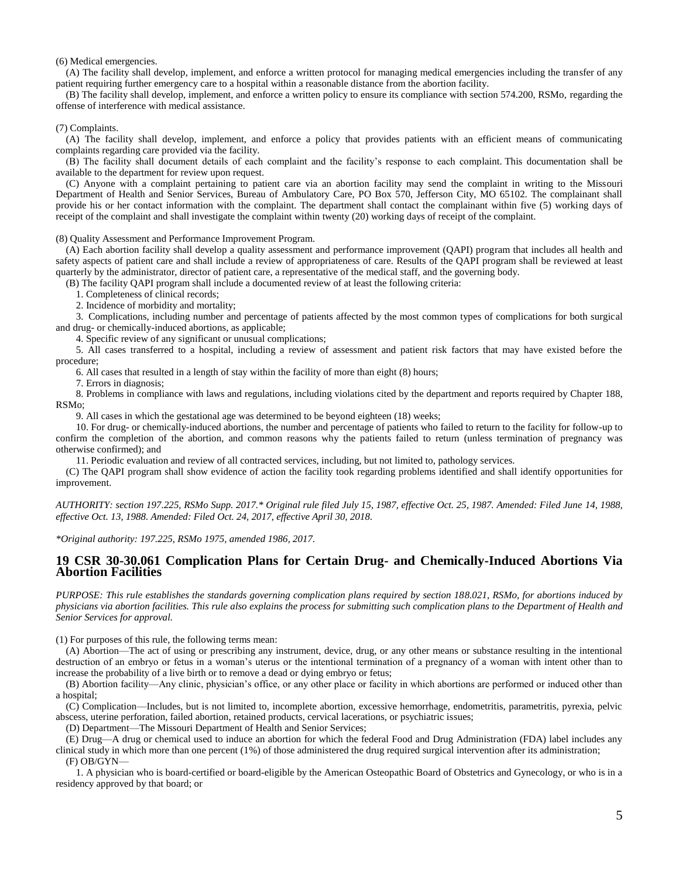(6) Medical emergencies.

(A) The facility shall develop, implement, and enforce a written protocol for managing medical emergencies including the transfer of any patient requiring further emergency care to a hospital within a reasonable distance from the abortion facility.

(B) The facility shall develop, implement, and enforce a written policy to ensure its compliance with section 574.200, RSMo, regarding the offense of interference with medical assistance.

(7) Complaints.

(A) The facility shall develop, implement, and enforce a policy that provides patients with an efficient means of communicating complaints regarding care provided via the facility.

(B) The facility shall document details of each complaint and the facility's response to each complaint. This documentation shall be available to the department for review upon request.

(C) Anyone with a complaint pertaining to patient care via an abortion facility may send the complaint in writing to the Missouri Department of Health and Senior Services, Bureau of Ambulatory Care, PO Box 570, Jefferson City, MO 65102. The complainant shall provide his or her contact information with the complaint. The department shall contact the complainant within five (5) working days of receipt of the complaint and shall investigate the complaint within twenty (20) working days of receipt of the complaint.

(8) Quality Assessment and Performance Improvement Program.

(A) Each abortion facility shall develop a quality assessment and performance improvement (QAPI) program that includes all health and safety aspects of patient care and shall include a review of appropriateness of care. Results of the QAPI program shall be reviewed at least quarterly by the administrator, director of patient care, a representative of the medical staff, and the governing body.

(B) The facility QAPI program shall include a documented review of at least the following criteria:

1. Completeness of clinical records;

2. Incidence of morbidity and mortality;

3. Complications, including number and percentage of patients affected by the most common types of complications for both surgical and drug- or chemically-induced abortions, as applicable;

4. Specific review of any significant or unusual complications;

5. All cases transferred to a hospital, including a review of assessment and patient risk factors that may have existed before the procedure;

6. All cases that resulted in a length of stay within the facility of more than eight (8) hours;

7. Errors in diagnosis;

8. Problems in compliance with laws and regulations, including violations cited by the department and reports required by Chapter 188, RSMo;

9. All cases in which the gestational age was determined to be beyond eighteen (18) weeks;

10. For drug- or chemically-induced abortions, the number and percentage of patients who failed to return to the facility for follow-up to confirm the completion of the abortion, and common reasons why the patients failed to return (unless termination of pregnancy was otherwise confirmed); and

11. Periodic evaluation and review of all contracted services, including, but not limited to, pathology services.

(C) The QAPI program shall show evidence of action the facility took regarding problems identified and shall identify opportunities for improvement.

*AUTHORITY: section 197.225, RSMo Supp. 2017.\* Original rule filed July 15, 1987, effective Oct. 25, 1987. Amended: Filed June 14, 1988, effective Oct. 13, 1988. Amended: Filed Oct. 24, 2017, effective April 30, 2018.*

*\*Original authority: 197.225, RSMo 1975, amended 1986, 2017.*

## 19 CSR 30-30.061 Complication Plans for Certain Drug- and Chemically-Induced Abortions Via Abortion Facilities

*PURPOSE: This rule establishes the standards governing complication plans required by section 188.021, RSMo, for abortions induced by physicians via abortion facilities. This rule also explains the process for submitting such complication plans to the Department of Health and Senior Services for approval.*

(1) For purposes of this rule, the following terms mean:

(A) Abortion—The act of using or prescribing any instrument, device, drug, or any other means or substance resulting in the intentional destruction of an embryo or fetus in a woman's uterus or the intentional termination of a pregnancy of a woman with intent other than to increase the probability of a live birth or to remove a dead or dying embryo or fetus;

(B) Abortion facility—Any clinic, physician's office, or any other place or facility in which abortions are performed or induced other than a hospital;

(C) Complication—Includes, but is not limited to, incomplete abortion, excessive hemorrhage, endometritis, parametritis, pyrexia, pelvic abscess, uterine perforation, failed abortion, retained products, cervical lacerations, or psychiatric issues;

(D) Department—The Missouri Department of Health and Senior Services;

(E) Drug—A drug or chemical used to induce an abortion for which the federal Food and Drug Administration (FDA) label includes any clinical study in which more than one percent (1%) of those administered the drug required surgical intervention after its administration;

(F) OB/GYN—

1. A physician who is board-certified or board-eligible by the American Osteopathic Board of Obstetrics and Gynecology, or who is in a residency approved by that board; or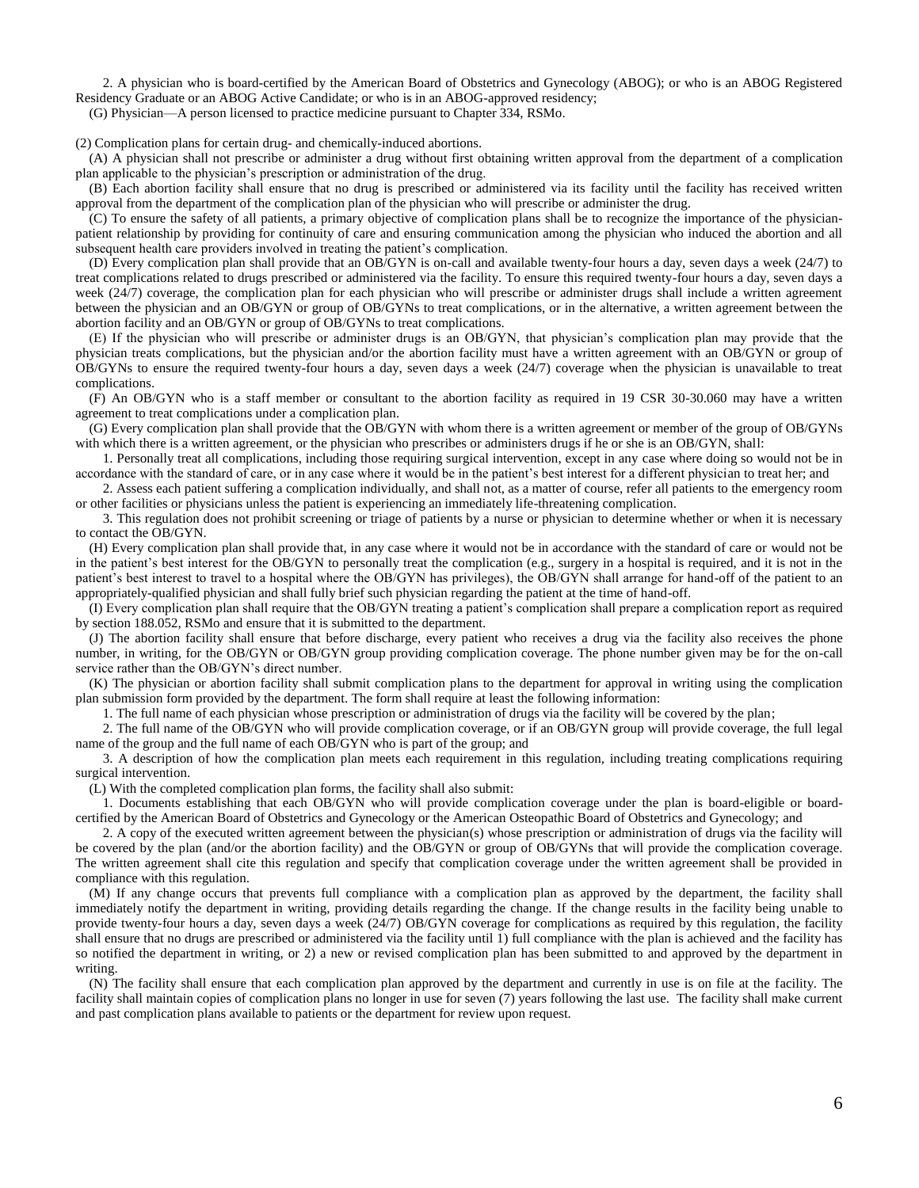2. A physician who is board-certified by the American Board of Obstetrics and Gynecology (ABOG); or who is an ABOG Registered Residency Graduate or an ABOG Active Candidate; or who is in an ABOG-approved residency;

(G) Physician—A person licensed to practice medicine pursuant to Chapter 334, RSMo.

(2) Complication plans for certain drug- and chemically-induced abortions.

(A) A physician shall not prescribe or administer a drug without first obtaining written approval from the department of a complication plan applicable to the physician's prescription or administration of the drug.

(B) Each abortion facility shall ensure that no drug is prescribed or administered via its facility until the facility has received written approval from the department of the complication plan of the physician who will prescribe or administer the drug.

(C) To ensure the safety of all patients, a primary objective of complication plans shall be to recognize the importance of the physician-patient relationship by providing for continuity of care and ensuring communication among the physician who induced the abortion and all subsequent health care providers involved in treating the patient's complication.

(D) Every complication plan shall provide that an OB/GYN is on-call and available twenty-four hours a day, seven days a week (24/7) to treat complications related to drugs prescribed or administered via the facility. To ensure this required twenty-four hours a day, seven days a week (24/7) coverage, the complication plan for each physician who will prescribe or administer drugs shall include a written agreement between the physician and an OB/GYN or group of OB/GYNs to treat complications, or in the alternative, a written agreement between the abortion facility and an OB/GYN or group of OB/GYNs to treat complications.

(E) If the physician who will prescribe or administer drugs is an OB/GYN, that physician's complication plan may provide that the physician treats complications, but the physician and/or the abortion facility must have a written agreement with an OB/GYN or group of OB/GYNs to ensure the required twenty-four hours a day, seven days a week (24/7) coverage when the physician is unavailable to treat complications.

(F) An OB/GYN who is a staff member or consultant to the abortion facility as required in 19 CSR 30-30.060 may have a written agreement to treat complications under a complication plan.

(G) Every complication plan shall provide that the OB/GYN with whom there is a written agreement or member of the group of OB/GYNs with which there is a written agreement, or the physician who prescribes or administers drugs if he or she is an OB/GYN, shall:

1. Personally treat all complications, including those requiring surgical intervention, except in any case where doing so would not be in accordance with the standard of care, or in any case where it would be in the patient's best interest for a different physician to treat her; and

2. Assess each patient suffering a complication individually, and shall not, as a matter of course, refer all patients to the emergency room or other facilities or physicians unless the patient is experiencing an immediately life-threatening complication.

3. This regulation does not prohibit screening or triage of patients by a nurse or physician to determine whether or when it is necessary to contact the OB/GYN.

(H) Every complication plan shall provide that, in any case where it would not be in accordance with the standard of care or would not be in the patient's best interest for the OB/GYN to personally treat the complication (e.g., surgery in a hospital is required, and it is not in the patient's best interest to travel to a hospital where the OB/GYN has privileges), the OB/GYN shall arrange for hand-off of the patient to an appropriately-qualified physician and shall fully brief such physician regarding the patient at the time of hand-off.

(I) Every complication plan shall require that the OB/GYN treating a patient's complication shall prepare a complication report as required by section 188.052, RSMo and ensure that it is submitted to the department.

(J) The abortion facility shall ensure that before discharge, every patient who receives a drug via the facility also receives the phone number, in writing, for the OB/GYN or OB/GYN group providing complication coverage. The phone number given may be for the on-call service rather than the OB/GYN's direct number.

(K) The physician or abortion facility shall submit complication plans to the department for approval in writing using the complication plan submission form provided by the department. The form shall require at least the following information:

1. The full name of each physician whose prescription or administration of drugs via the facility will be covered by the plan;

2. The full name of the OB/GYN who will provide complication coverage, or if an OB/GYN group will provide coverage, the full legal name of the group and the full name of each OB/GYN who is part of the group; and

3. A description of how the complication plan meets each requirement in this regulation, including treating complications requiring surgical intervention.

(L) With the completed complication plan forms, the facility shall also submit:

1. Documents establishing that each OB/GYN who will provide complication coverage under the plan is board-eligible or board-certified by the American Board of Obstetrics and Gynecology or the American Osteopathic Board of Obstetrics and Gynecology; and

2. A copy of the executed written agreement between the physician(s) whose prescription or administration of drugs via the facility will be covered by the plan (and/or the abortion facility) and the OB/GYN or group of OB/GYNs that will provide the complication coverage. The written agreement shall cite this regulation and specify that complication coverage under the written agreement shall be provided in compliance with this regulation.

(M) If any change occurs that prevents full compliance with a complication plan as approved by the department, the facility shall immediately notify the department in writing, providing details regarding the change. If the change results in the facility being unable to provide twenty-four hours a day, seven days a week (24/7) OB/GYN coverage for complications as required by this regulation, the facility shall ensure that no drugs are prescribed or administered via the facility until 1) full compliance with the plan is achieved and the facility has so notified the department in writing, or 2) a new or revised complication plan has been submitted to and approved by the department in writing.

(N) The facility shall ensure that each complication plan approved by the department and currently in use is on file at the facility. The facility shall maintain copies of complication plans no longer in use for seven (7) years following the last use. The facility shall make current and past complication plans available to patients or the department for review upon request.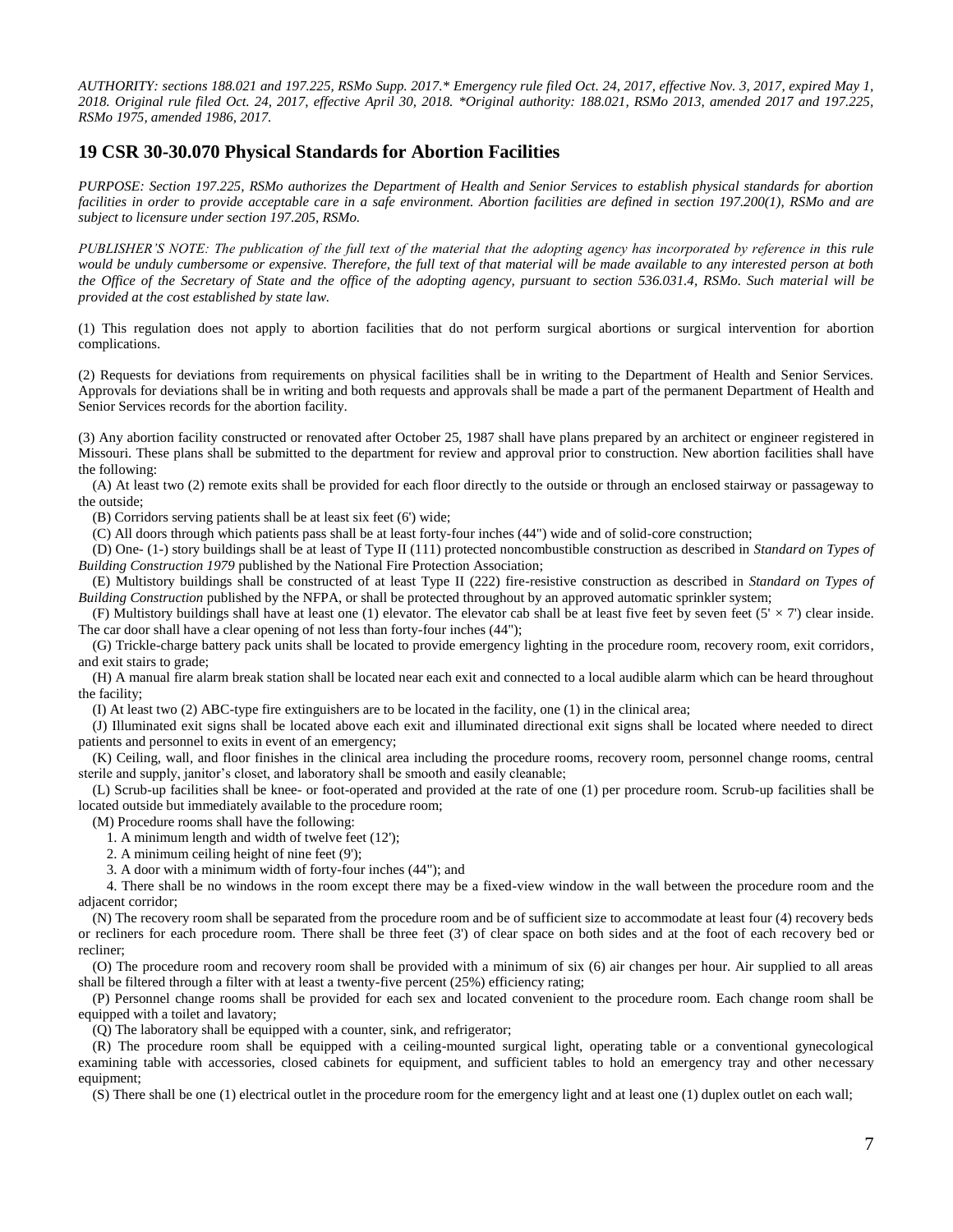*AUTHORITY: sections 188.021 and 197.225, RSMo Supp. 2017.\* Emergency rule filed Oct. 24, 2017, effective Nov. 3, 2017, expired May 1, 2018. Original rule filed Oct. 24, 2017, effective April 30, 2018. \*Original authority: 188.021, RSMo 2013, amended 2017 and 197.225, RSMo 1975, amended 1986, 2017.*

## 19 CSR 30-30.070 Physical Standards for Abortion Facilities

*PURPOSE: Section 197.225, RSMo authorizes the Department of Health and Senior Services to establish physical standards for abortion facilities in order to provide acceptable care in a safe environment. Abortion facilities are defined in section 197.200(1), RSMo and are subject to licensure under section 197.205, RSMo.*

*PUBLISHER'S NOTE: The publication of the full text of the material that the adopting agency has incorporated by reference in this rule would be unduly cumbersome or expensive. Therefore, the full text of that material will be made available to any interested person at both the Office of the Secretary of State and the office of the adopting agency, pursuant to section 536.031.4, RSMo. Such material will be provided at the cost established by state law.*

(1) This regulation does not apply to abortion facilities that do not perform surgical abortions or surgical intervention for abortion complications.

(2) Requests for deviations from requirements on physical facilities shall be in writing to the Department of Health and Senior Services. Approvals for deviations shall be in writing and both requests and approvals shall be made a part of the permanent Department of Health and Senior Services records for the abortion facility.

(3) Any abortion facility constructed or renovated after October 25, 1987 shall have plans prepared by an architect or engineer registered in Missouri. These plans shall be submitted to the department for review and approval prior to construction. New abortion facilities shall have the following:

(A) At least two (2) remote exits shall be provided for each floor directly to the outside or through an enclosed stairway or passageway to the outside;

(B) Corridors serving patients shall be at least six feet (6') wide;

(C) All doors through which patients pass shall be at least forty-four inches (44") wide and of solid-core construction;

(D) One- (1-) story buildings shall be at least of Type II (111) protected noncombustible construction as described in *Standard on Types of Building Construction 1979* published by the National Fire Protection Association;

(E) Multistory buildings shall be constructed of at least Type II (222) fire-resistive construction as described in *Standard on Types of Building Construction* published by the NFPA, or shall be protected throughout by an approved automatic sprinkler system;

(F) Multistory buildings shall have at least one (1) elevator. The elevator cab shall be at least five feet by seven feet (5' × 7') clear inside. The car door shall have a clear opening of not less than forty-four inches (44");

(G) Trickle-charge battery pack units shall be located to provide emergency lighting in the procedure room, recovery room, exit corridors, and exit stairs to grade;

(H) A manual fire alarm break station shall be located near each exit and connected to a local audible alarm which can be heard throughout the facility;

(I) At least two (2) ABC-type fire extinguishers are to be located in the facility, one (1) in the clinical area;

(J) Illuminated exit signs shall be located above each exit and illuminated directional exit signs shall be located where needed to direct patients and personnel to exits in event of an emergency;

(K) Ceiling, wall, and floor finishes in the clinical area including the procedure rooms, recovery room, personnel change rooms, central sterile and supply, janitor's closet, and laboratory shall be smooth and easily cleanable;

(L) Scrub-up facilities shall be knee- or foot-operated and provided at the rate of one (1) per procedure room. Scrub-up facilities shall be located outside but immediately available to the procedure room;

(M) Procedure rooms shall have the following:

1. A minimum length and width of twelve feet (12');
2. A minimum ceiling height of nine feet (9');
3. A door with a minimum width of forty-four inches (44"); and
4. There shall be no windows in the room except there may be a fixed-view window in the wall between the procedure room and the adjacent corridor;

(N) The recovery room shall be separated from the procedure room and be of sufficient size to accommodate at least four (4) recovery beds or recliners for each procedure room. There shall be three feet (3') of clear space on both sides and at the foot of each recovery bed or recliner;

(O) The procedure room and recovery room shall be provided with a minimum of six (6) air changes per hour. Air supplied to all areas shall be filtered through a filter with at least a twenty-five percent (25%) efficiency rating;

(P) Personnel change rooms shall be provided for each sex and located convenient to the procedure room. Each change room shall be equipped with a toilet and lavatory;

(Q) The laboratory shall be equipped with a counter, sink, and refrigerator;

(R) The procedure room shall be equipped with a ceiling-mounted surgical light, operating table or a conventional gynecological examining table with accessories, closed cabinets for equipment, and sufficient tables to hold an emergency tray and other necessary equipment;

(S) There shall be one (1) electrical outlet in the procedure room for the emergency light and at least one (1) duplex outlet on each wall;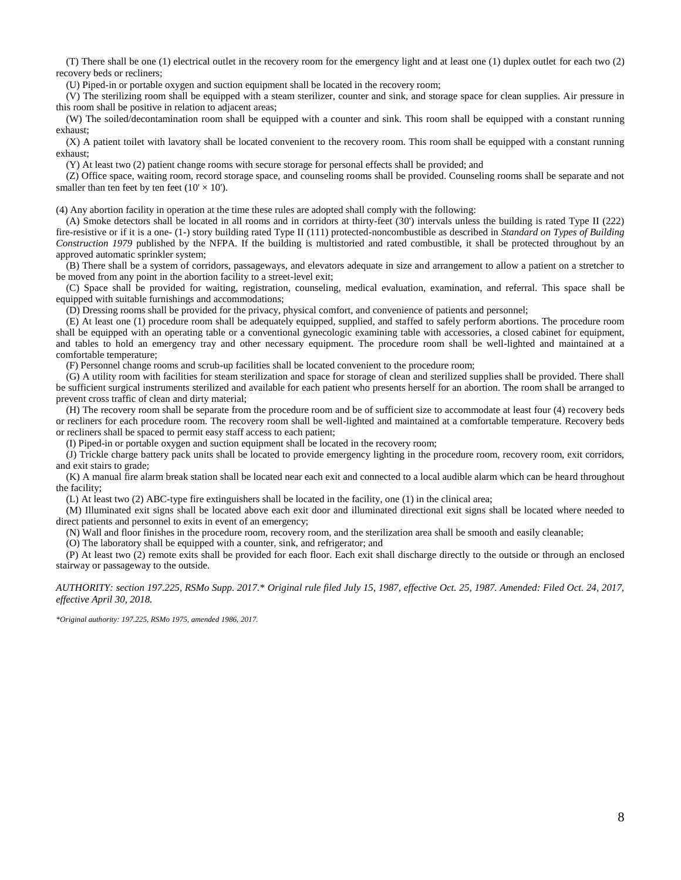(T) There shall be one (1) electrical outlet in the recovery room for the emergency light and at least one (1) duplex outlet for each two (2) recovery beds or recliners;

(U) Piped-in or portable oxygen and suction equipment shall be located in the recovery room;

(V) The sterilizing room shall be equipped with a steam sterilizer, counter and sink, and storage space for clean supplies. Air pressure in this room shall be positive in relation to adjacent areas;

(W) The soiled/decontamination room shall be equipped with a counter and sink. This room shall be equipped with a constant running exhaust;

(X) A patient toilet with lavatory shall be located convenient to the recovery room. This room shall be equipped with a constant running exhaust;

(Y) At least two (2) patient change rooms with secure storage for personal effects shall be provided; and

(Z) Office space, waiting room, record storage space, and counseling rooms shall be provided. Counseling rooms shall be separate and not smaller than ten feet by ten feet (10' × 10').

(4) Any abortion facility in operation at the time these rules are adopted shall comply with the following:

(A) Smoke detectors shall be located in all rooms and in corridors at thirty-feet (30') intervals unless the building is rated Type II (222) fire-resistive or if it is a one- (1-) story building rated Type II (111) protected-noncombustible as described in *Standard on Types of Building Construction 1979* published by the NFPA. If the building is multistoried and rated combustible, it shall be protected throughout by an approved automatic sprinkler system;

(B) There shall be a system of corridors, passageways, and elevators adequate in size and arrangement to allow a patient on a stretcher to be moved from any point in the abortion facility to a street-level exit;

(C) Space shall be provided for waiting, registration, counseling, medical evaluation, examination, and referral. This space shall be equipped with suitable furnishings and accommodations;

(D) Dressing rooms shall be provided for the privacy, physical comfort, and convenience of patients and personnel;

(E) At least one (1) procedure room shall be adequately equipped, supplied, and staffed to safely perform abortions. The procedure room shall be equipped with an operating table or a conventional gynecologic examining table with accessories, a closed cabinet for equipment, and tables to hold an emergency tray and other necessary equipment. The procedure room shall be well-lighted and maintained at a comfortable temperature;

(F) Personnel change rooms and scrub-up facilities shall be located convenient to the procedure room;

(G) A utility room with facilities for steam sterilization and space for storage of clean and sterilized supplies shall be provided. There shall be sufficient surgical instruments sterilized and available for each patient who presents herself for an abortion. The room shall be arranged to prevent cross traffic of clean and dirty material;

(H) The recovery room shall be separate from the procedure room and be of sufficient size to accommodate at least four (4) recovery beds or recliners for each procedure room. The recovery room shall be well-lighted and maintained at a comfortable temperature. Recovery beds or recliners shall be spaced to permit easy staff access to each patient;

(I) Piped-in or portable oxygen and suction equipment shall be located in the recovery room;

(J) Trickle charge battery pack units shall be located to provide emergency lighting in the procedure room, recovery room, exit corridors, and exit stairs to grade;

(K) A manual fire alarm break station shall be located near each exit and connected to a local audible alarm which can be heard throughout the facility;

(L) At least two (2) ABC-type fire extinguishers shall be located in the facility, one (1) in the clinical area;

(M) Illuminated exit signs shall be located above each exit door and illuminated directional exit signs shall be located where needed to direct patients and personnel to exits in event of an emergency;

(N) Wall and floor finishes in the procedure room, recovery room, and the sterilization area shall be smooth and easily cleanable;

(O) The laboratory shall be equipped with a counter, sink, and refrigerator; and

(P) At least two (2) remote exits shall be provided for each floor. Each exit shall discharge directly to the outside or through an enclosed stairway or passageway to the outside.

*AUTHORITY: section 197.225, RSMo Supp. 2017.\* Original rule filed July 15, 1987, effective Oct. 25, 1987. Amended: Filed Oct. 24, 2017, effective April 30, 2018.*

*\*Original authority: 197.225, RSMo 1975, amended 1986, 2017.*